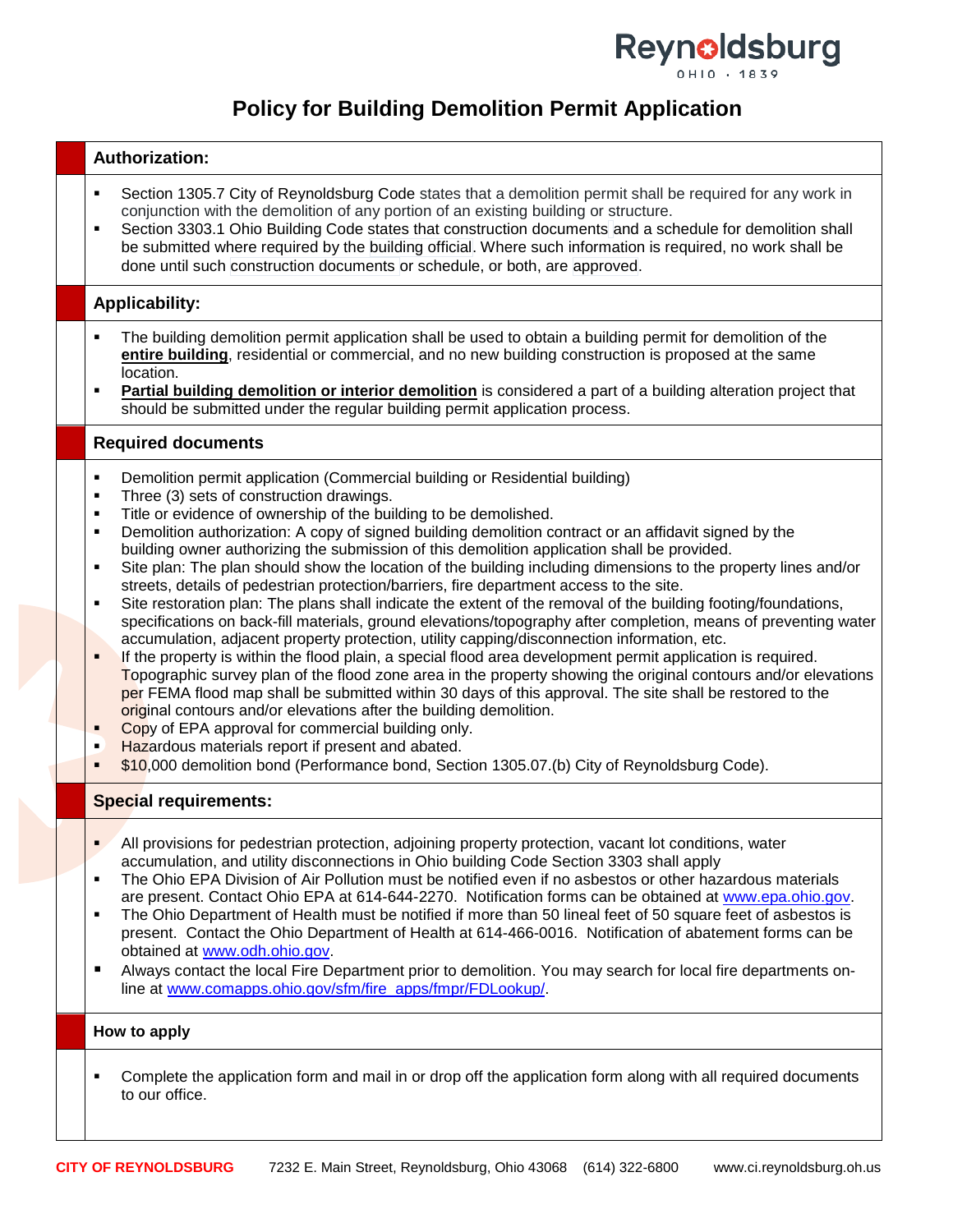# Policy for Building Demolition Permit Application

## Authorization:

- Section 1305.7 City of Reynoldsburg Code states that a demolition permit shall be required for any work in conjunction with the demolition of any portion of an existing building or structure.
- Section 3303.1 Ohio Building Code states that construction documents and a schedule for demolition shall be submitted where required by the building official. Where such information is required, no work shall be done until such construction documents or schedule, or both, are approved.

## Applicability:

- The building demolition permit application shall be used to obtain a building permit for demolition of the **entire building**, residential or commercial, and no new building construction is proposed at the same location.
- **Partial building demolition or interior demolition** is considered a part of a building alteration project that should be submitted under the regular building permit application process.

## Required documents

- Demolition permit application (Commercial building or Residential building)
- Three (3) sets of construction drawings.
- Title or evidence of ownership of the building to be demolished.
- Demolition authorization: A copy of signed building demolition contract or an affidavit signed by the building owner authorizing the submission of this demolition application shall be provided.
- Site plan: The plan should show the location of the building including dimensions to the property lines and/or streets, details of pedestrian protection/barriers, fire department access to the site.
- Site restoration plan: The plans shall indicate the extent of the removal of the building footing/foundations, specifications on back-fill materials, ground elevations/topography after completion, means of preventing water accumulation, adjacent property protection, utility capping/disconnection information, etc.
- If the property is within the flood plain, a special flood area development permit application is required. Topographic survey plan of the flood zone area in the property showing the original contours and/or elevations per FEMA flood map shall be submitted within 30 days of this approval. The site shall be restored to the original contours and/or elevations after the building demolition.
- Copy of EPA approval for commercial building only.
- Hazardous materials report if present and abated.
- $10,000 demolition bond (Performance bond, Section 1305.07.(b) City of Reynoldsburg Code).

## Special requirements:

- All provisions for pedestrian protection, adjoining property protection, vacant lot conditions, water accumulation, and utility disconnections in Ohio building Code Section 3303 shall apply
- The Ohio EPA Division of Air Pollution must be notified even if no asbestos or other hazardous materials are present. Contact Ohio EPA at 614-644-2270. Notification forms can be obtained at www.epa.ohio.gov.
- The Ohio Department of Health must be notified if more than 50 lineal feet of 50 square feet of asbestos is present. Contact the Ohio Department of Health at 614-466-0016. Notification of abatement forms can be obtained at www.odh.ohio.gov.
- Always contact the local Fire Department prior to demolition. You may search for local fire departments on-line at www.comapps.ohio.gov/sfm/fire_apps/fmpr/FDLookup/.

## How to apply

- Complete the application form and mail in or drop off the application form along with all required documents to our office.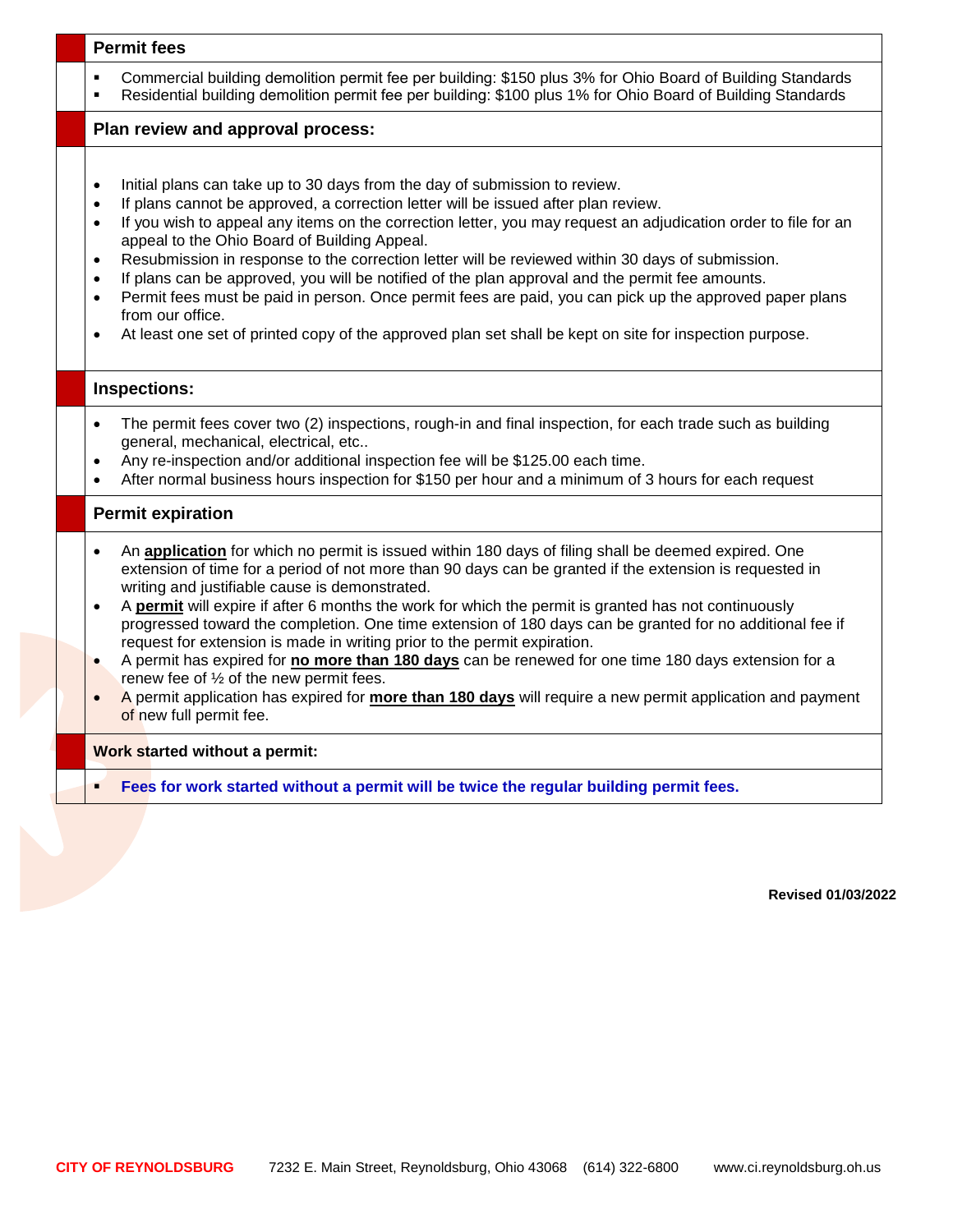## Permit fees

- Commercial building demolition permit fee per building: $150 plus 3% for Ohio Board of Building Standards
- Residential building demolition permit fee per building: $100 plus 1% for Ohio Board of Building Standards

## Plan review and approval process:

- Initial plans can take up to 30 days from the day of submission to review.
- If plans cannot be approved, a correction letter will be issued after plan review.
- If you wish to appeal any items on the correction letter, you may request an adjudication order to file for an appeal to the Ohio Board of Building Appeal.
- Resubmission in response to the correction letter will be reviewed within 30 days of submission.
- If plans can be approved, you will be notified of the plan approval and the permit fee amounts.
- Permit fees must be paid in person. Once permit fees are paid, you can pick up the approved paper plans from our office.
- At least one set of printed copy of the approved plan set shall be kept on site for inspection purpose.

## Inspections:

- The permit fees cover two (2) inspections, rough-in and final inspection, for each trade such as building general, mechanical, electrical, etc..
- Any re-inspection and/or additional inspection fee will be $125.00 each time.
- After normal business hours inspection for $150 per hour and a minimum of 3 hours for each request

## Permit expiration

- An **application** for which no permit is issued within 180 days of filing shall be deemed expired. One extension of time for a period of not more than 90 days can be granted if the extension is requested in writing and justifiable cause is demonstrated.
- A **permit** will expire if after 6 months the work for which the permit is granted has not continuously progressed toward the completion. One time extension of 180 days can be granted for no additional fee if request for extension is made in writing prior to the permit expiration.
- A permit has expired for **no more than 180 days** can be renewed for one time 180 days extension for a renew fee of ½ of the new permit fees.
- A permit application has expired for **more than 180 days** will require a new permit application and payment of new full permit fee.

## Work started without a permit:

- **Fees for work started without a permit will be twice the regular building permit fees.**

**Revised 01/03/2022**

**CITY OF REYNOLDSBURG** 7232 E. Main Street, Reynoldsburg, Ohio 43068 (614) 322-6800 www.ci.reynoldsburg.oh.us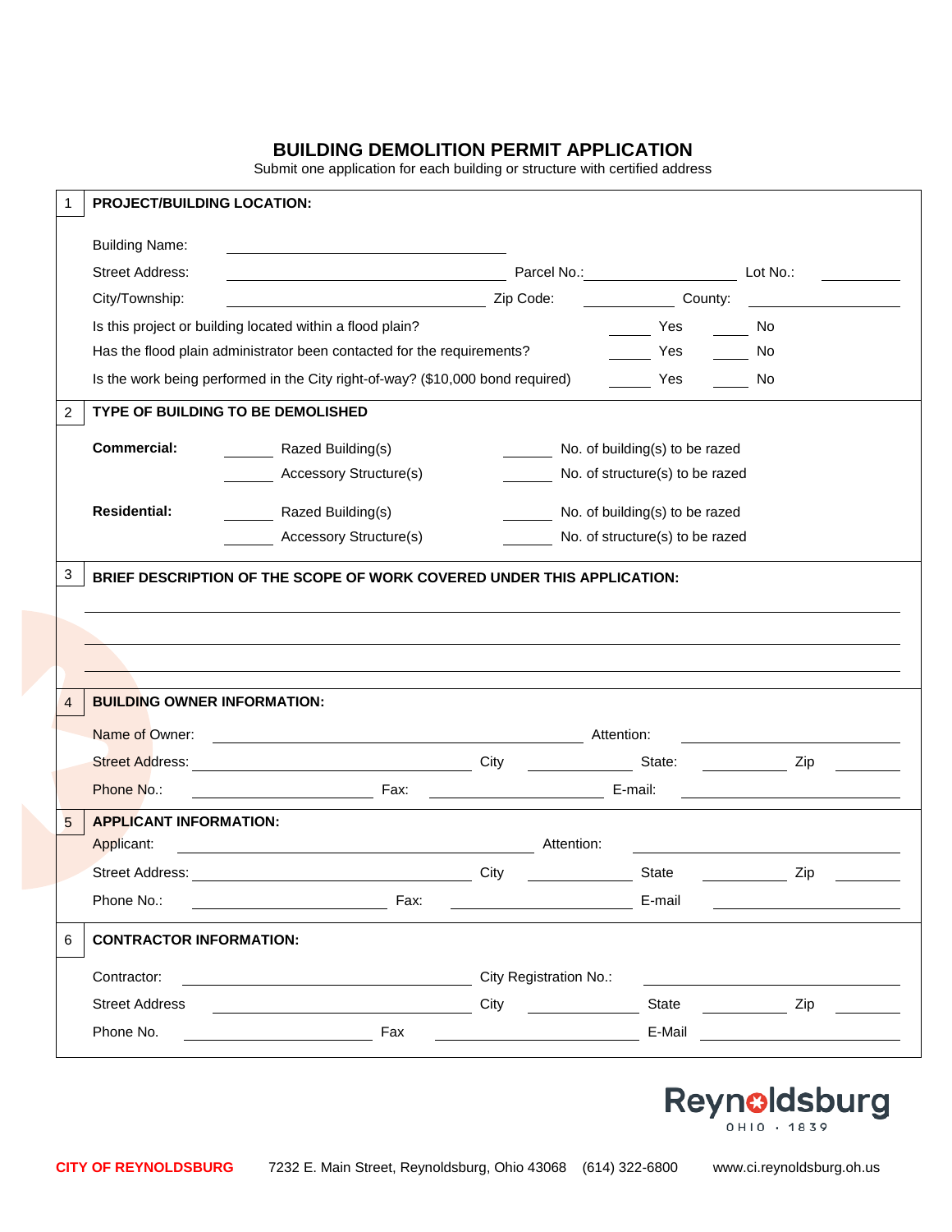# BUILDING DEMOLITION PERMIT APPLICATION

Submit one application for each building or structure with certified address

## 1 PROJECT/BUILDING LOCATION:

Building Name: ______________________

Street Address: ______________________ Parcel No.: ______________ Lot No.: ________

City/Township: ______________________ Zip Code: __________ County: ______________

Is this project or building located within a flood plain? _____ Yes _____ No

Has the flood plain administrator been contacted for the requirements? _____ Yes _____ No

Is the work being performed in the City right-of-way? ($10,000 bond required) _____ Yes _____ No

## 2 TYPE OF BUILDING TO BE DEMOLISHED

**Commercial:**

_____ Razed Building(s) _____ No. of building(s) to be razed

_____ Accessory Structure(s) _____ No. of structure(s) to be razed

**Residential:**

_____ Razed Building(s) _____ No. of building(s) to be razed

_____ Accessory Structure(s) _____ No. of structure(s) to be razed

## 3 BRIEF DESCRIPTION OF THE SCOPE OF WORK COVERED UNDER THIS APPLICATION:

______________________________________________________________________

______________________________________________________________________

______________________________________________________________________

## 4 BUILDING OWNER INFORMATION:

Name of Owner: ______________________ Attention: ______________

Street Address: ______________________ City __________ State: __________ Zip ________

Phone No.: ______________ Fax: ______________ E-mail: ______________

## 5 APPLICANT INFORMATION:

Applicant: ______________________ Attention: ______________

Street Address: ______________________ City __________ State __________ Zip ________

Phone No.: ______________ Fax: ______________ E-mail ______________

## 6 CONTRACTOR INFORMATION:

Contractor: ______________________ City Registration No.: ______________

Street Address ______________________ City __________ State __________ Zip ________

Phone No. ______________ Fax ______________ E-Mail ______________

Reynoldsburg OHIO · 1839

**CITY OF REYNOLDSBURG** 7232 E. Main Street, Reynoldsburg, Ohio 43068 (614) 322-6800 www.ci.reynoldsburg.oh.us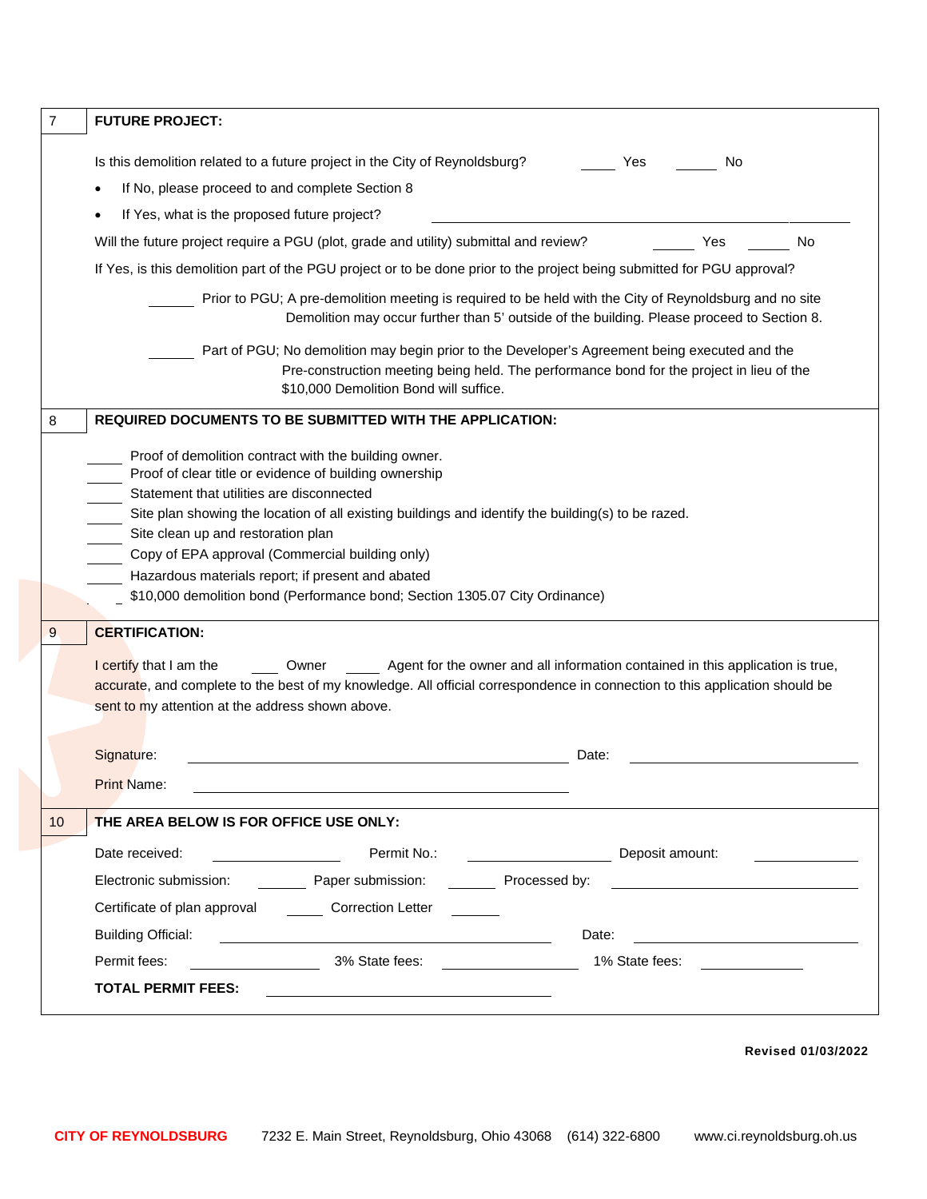## 7 FUTURE PROJECT:

Is this demolition related to a future project in the City of Reynoldsburg? _____ Yes _____ No

- If No, please proceed to and complete Section 8
- If Yes, what is the proposed future project? ______________________________

Will the future project require a PGU (plot, grade and utility) submittal and review? _____ Yes _____ No

If Yes, is this demolition part of the PGU project or to be done prior to the project being submitted for PGU approval?

_____ Prior to PGU; A pre-demolition meeting is required to be held with the City of Reynoldsburg and no site Demolition may occur further than 5' outside of the building. Please proceed to Section 8.

_____ Part of PGU; No demolition may begin prior to the Developer's Agreement being executed and the Pre-construction meeting being held. The performance bond for the project in lieu of the $10,000 Demolition Bond will suffice.

## 8 REQUIRED DOCUMENTS TO BE SUBMITTED WITH THE APPLICATION:

_____ Proof of demolition contract with the building owner.
_____ Proof of clear title or evidence of building ownership
_____ Statement that utilities are disconnected
_____ Site plan showing the location of all existing buildings and identify the building(s) to be razed.
_____ Site clean up and restoration plan
_____ Copy of EPA approval (Commercial building only)
_____ Hazardous materials report; if present and abated
_____ $10,000 demolition bond (Performance bond; Section 1305.07 City Ordinance)

## 9 CERTIFICATION:

I certify that I am the ____ Owner _____ Agent for the owner and all information contained in this application is true, accurate, and complete to the best of my knowledge. All official correspondence in connection to this application should be sent to my attention at the address shown above.

Signature: ______________________________ Date: ____________________

Print Name: ______________________________

## 10 THE AREA BELOW IS FOR OFFICE USE ONLY:

Date received: ____________ Permit No.: ____________ Deposit amount: ____________

Electronic submission: _______ Paper submission: _______ Processed by: ____________

Certificate of plan approval _______ Correction Letter _______

Building Official: ______________________________ Date: ____________________

Permit fees: ____________ 3% State fees: ____________ 1% State fees: ____________

**TOTAL PERMIT FEES:** ______________________________

**Revised 01/03/2022**

**CITY OF REYNOLDSBURG** 7232 E. Main Street, Reynoldsburg, Ohio 43068 (614) 322-6800 www.ci.reynoldsburg.oh.us